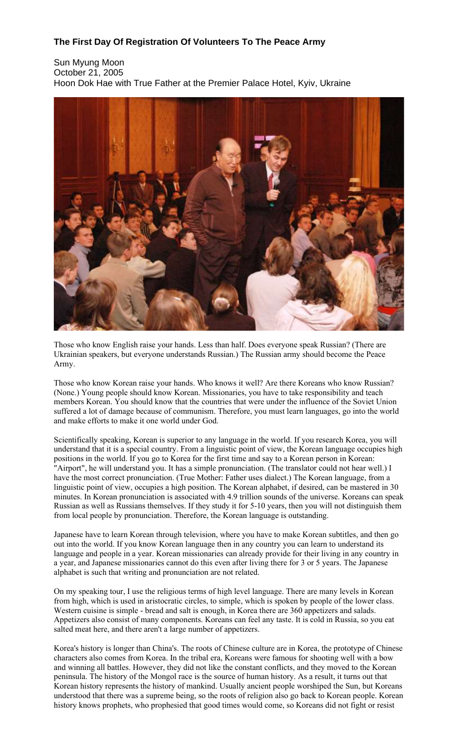# The First Day Of Registration Of Volunteers To The Peace Army

Sun Myung Moon
October 21, 2005
Hoon Dok Hae with True Father at the Premier Palace Hotel, Kyiv, Ukraine

Those who know English raise your hands. Less than half. Does everyone speak Russian? (There are Ukrainian speakers, but everyone understands Russian.) The Russian army should become the Peace Army.

Those who know Korean raise your hands. Who knows it well? Are there Koreans who know Russian? (None.) Young people should know Korean. Missionaries, you have to take responsibility and teach members Korean. You should know that the countries that were under the influence of the Soviet Union suffered a lot of damage because of communism. Therefore, you must learn languages, go into the world and make efforts to make it one world under God.

Scientifically speaking, Korean is superior to any language in the world. If you research Korea, you will understand that it is a special country. From a linguistic point of view, the Korean language occupies high positions in the world. If you go to Korea for the first time and say to a Korean person in Korean: "Airport", he will understand you. It has a simple pronunciation. (The translator could not hear well.) I have the most correct pronunciation. (True Mother: Father uses dialect.) The Korean language, from a linguistic point of view, occupies a high position. The Korean alphabet, if desired, can be mastered in 30 minutes. In Korean pronunciation is associated with 4.9 trillion sounds of the universe. Koreans can speak Russian as well as Russians themselves. If they study it for 5-10 years, then you will not distinguish them from local people by pronunciation. Therefore, the Korean language is outstanding.

Japanese have to learn Korean through television, where you have to make Korean subtitles, and then go out into the world. If you know Korean language then in any country you can learn to understand its language and people in a year. Korean missionaries can already provide for their living in any country in a year, and Japanese missionaries cannot do this even after living there for 3 or 5 years. The Japanese alphabet is such that writing and pronunciation are not related.

On my speaking tour, I use the religious terms of high level language. There are many levels in Korean from high, which is used in aristocratic circles, to simple, which is spoken by people of the lower class. Western cuisine is simple - bread and salt is enough, in Korea there are 360 appetizers and salads. Appetizers also consist of many components. Koreans can feel any taste. It is cold in Russia, so you eat salted meat here, and there aren't a large number of appetizers.

Korea's history is longer than China's. The roots of Chinese culture are in Korea, the prototype of Chinese characters also comes from Korea. In the tribal era, Koreans were famous for shooting well with a bow and winning all battles. However, they did not like the constant conflicts, and they moved to the Korean peninsula. The history of the Mongol race is the source of human history. As a result, it turns out that Korean history represents the history of mankind. Usually ancient people worshiped the Sun, but Koreans understood that there was a supreme being, so the roots of religion also go back to Korean people. Korean history knows prophets, who prophesied that good times would come, so Koreans did not fight or resist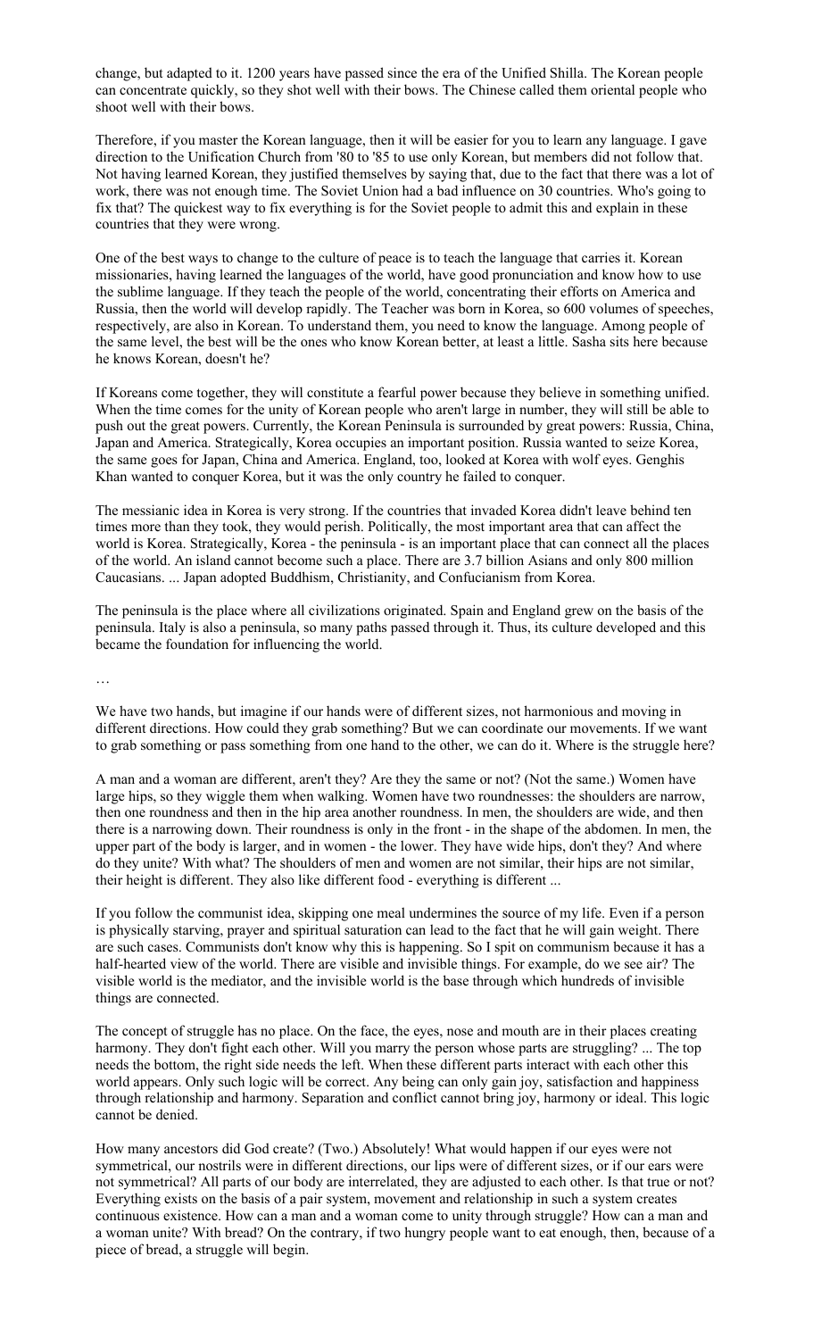change, but adapted to it. 1200 years have passed since the era of the Unified Shilla. The Korean people can concentrate quickly, so they shot well with their bows. The Chinese called them oriental people who shoot well with their bows.

Therefore, if you master the Korean language, then it will be easier for you to learn any language. I gave direction to the Unification Church from '80 to '85 to use only Korean, but members did not follow that. Not having learned Korean, they justified themselves by saying that, due to the fact that there was a lot of work, there was not enough time. The Soviet Union had a bad influence on 30 countries. Who's going to fix that? The quickest way to fix everything is for the Soviet people to admit this and explain in these countries that they were wrong.

One of the best ways to change to the culture of peace is to teach the language that carries it. Korean missionaries, having learned the languages of the world, have good pronunciation and know how to use the sublime language. If they teach the people of the world, concentrating their efforts on America and Russia, then the world will develop rapidly. The Teacher was born in Korea, so 600 volumes of speeches, respectively, are also in Korean. To understand them, you need to know the language. Among people of the same level, the best will be the ones who know Korean better, at least a little. Sasha sits here because he knows Korean, doesn't he?

If Koreans come together, they will constitute a fearful power because they believe in something unified. When the time comes for the unity of Korean people who aren't large in number, they will still be able to push out the great powers. Currently, the Korean Peninsula is surrounded by great powers: Russia, China, Japan and America. Strategically, Korea occupies an important position. Russia wanted to seize Korea, the same goes for Japan, China and America. England, too, looked at Korea with wolf eyes. Genghis Khan wanted to conquer Korea, but it was the only country he failed to conquer.

The messianic idea in Korea is very strong. If the countries that invaded Korea didn't leave behind ten times more than they took, they would perish. Politically, the most important area that can affect the world is Korea. Strategically, Korea - the peninsula - is an important place that can connect all the places of the world. An island cannot become such a place. There are 3.7 billion Asians and only 800 million Caucasians. ... Japan adopted Buddhism, Christianity, and Confucianism from Korea.

The peninsula is the place where all civilizations originated. Spain and England grew on the basis of the peninsula. Italy is also a peninsula, so many paths passed through it. Thus, its culture developed and this became the foundation for influencing the world.

…

We have two hands, but imagine if our hands were of different sizes, not harmonious and moving in different directions. How could they grab something? But we can coordinate our movements. If we want to grab something or pass something from one hand to the other, we can do it. Where is the struggle here?

A man and a woman are different, aren't they? Are they the same or not? (Not the same.) Women have large hips, so they wiggle them when walking. Women have two roundnesses: the shoulders are narrow, then one roundness and then in the hip area another roundness. In men, the shoulders are wide, and then there is a narrowing down. Their roundness is only in the front - in the shape of the abdomen. In men, the upper part of the body is larger, and in women - the lower. They have wide hips, don't they? And where do they unite? With what? The shoulders of men and women are not similar, their hips are not similar, their height is different. They also like different food - everything is different ...

If you follow the communist idea, skipping one meal undermines the source of my life. Even if a person is physically starving, prayer and spiritual saturation can lead to the fact that he will gain weight. There are such cases. Communists don't know why this is happening. So I spit on communism because it has a half-hearted view of the world. There are visible and invisible things. For example, do we see air? The visible world is the mediator, and the invisible world is the base through which hundreds of invisible things are connected.

The concept of struggle has no place. On the face, the eyes, nose and mouth are in their places creating harmony. They don't fight each other. Will you marry the person whose parts are struggling? ... The top needs the bottom, the right side needs the left. When these different parts interact with each other this world appears. Only such logic will be correct. Any being can only gain joy, satisfaction and happiness through relationship and harmony. Separation and conflict cannot bring joy, harmony or ideal. This logic cannot be denied.

How many ancestors did God create? (Two.) Absolutely! What would happen if our eyes were not symmetrical, our nostrils were in different directions, our lips were of different sizes, or if our ears were not symmetrical? All parts of our body are interrelated, they are adjusted to each other. Is that true or not? Everything exists on the basis of a pair system, movement and relationship in such a system creates continuous existence. How can a man and a woman come to unity through struggle? How can a man and a woman unite? With bread? On the contrary, if two hungry people want to eat enough, then, because of a piece of bread, a struggle will begin.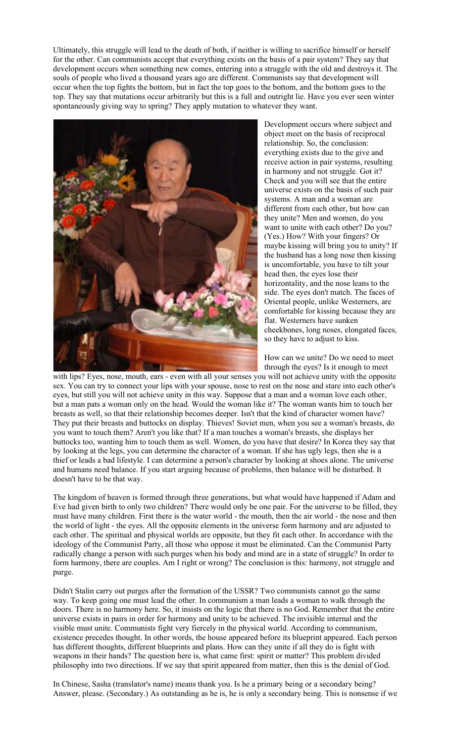Ultimately, this struggle will lead to the death of both, if neither is willing to sacrifice himself or herself for the other. Can communists accept that everything exists on the basis of a pair system? They say that development occurs when something new comes, entering into a struggle with the old and destroys it. The souls of people who lived a thousand years ago are different. Communists say that development will occur when the top fights the bottom, but in fact the top goes to the bottom, and the bottom goes to the top. They say that mutations occur arbitrarily but this is a full and outright lie. Have you ever seen winter spontaneously giving way to spring? They apply mutation to whatever they want.

Development occurs where subject and object meet on the basis of reciprocal relationship. So, the conclusion: everything exists due to the give and receive action in pair systems, resulting in harmony and not struggle. Got it? Check and you will see that the entire universe exists on the basis of such pair systems. A man and a woman are different from each other, but how can they unite? Men and women, do you want to unite with each other? Do you? (Yes.) How? With your fingers? Or maybe kissing will bring you to unity? If the husband has a long nose then kissing is uncomfortable, you have to tilt your head then, the eyes lose their horizontality, and the nose leans to the side. The eyes don't match. The faces of Oriental people, unlike Westerners, are comfortable for kissing because they are flat. Westerners have sunken cheekbones, long noses, elongated faces, so they have to adjust to kiss.

How can we unite? Do we need to meet through the eyes? Is it enough to meet with lips? Eyes, nose, mouth, ears - even with all your senses you will not achieve unity with the opposite sex. You can try to connect your lips with your spouse, nose to rest on the nose and stare into each other's eyes, but still you will not achieve unity in this way. Suppose that a man and a woman love each other, but a man pats a woman only on the head. Would the woman like it? The woman wants him to touch her breasts as well, so that their relationship becomes deeper. Isn't that the kind of character women have? They put their breasts and buttocks on display. Thieves! Soviet men, when you see a woman's breasts, do you want to touch them? Aren't you like that? If a man touches a woman's breasts, she displays her buttocks too, wanting him to touch them as well. Women, do you have that desire? In Korea they say that by looking at the legs, you can determine the character of a woman. If she has ugly legs, then she is a thief or leads a bad lifestyle. I can determine a person's character by looking at shoes alone. The universe and humans need balance. If you start arguing because of problems, then balance will be disturbed. It doesn't have to be that way.

The kingdom of heaven is formed through three generations, but what would have happened if Adam and Eve had given birth to only two children? There would only be one pair. For the universe to be filled, they must have many children. First there is the water world - the mouth, then the air world - the nose and then the world of light - the eyes. All the opposite elements in the universe form harmony and are adjusted to each other. The spiritual and physical worlds are opposite, but they fit each other. In accordance with the ideology of the Communist Party, all those who oppose it must be eliminated. Can the Communist Party radically change a person with such purges when his body and mind are in a state of struggle? In order to form harmony, there are couples. Am I right or wrong? The conclusion is this: harmony, not struggle and purge.

Didn't Stalin carry out purges after the formation of the USSR? Two communists cannot go the same way. To keep going one must lead the other. In communism a man leads a woman to walk through the doors. There is no harmony here. So, it insists on the logic that there is no God. Remember that the entire universe exists in pairs in order for harmony and unity to be achieved. The invisible internal and the visible must unite. Communists fight very fiercely in the physical world. According to communism, existence precedes thought. In other words, the house appeared before its blueprint appeared. Each person has different thoughts, different blueprints and plans. How can they unite if all they do is fight with weapons in their hands? The question here is, what came first: spirit or matter? This problem divided philosophy into two directions. If we say that spirit appeared from matter, then this is the denial of God.

In Chinese, Sasha (translator's name) means thank you. Is he a primary being or a secondary being? Answer, please. (Secondary.) As outstanding as he is, he is only a secondary being. This is nonsense if we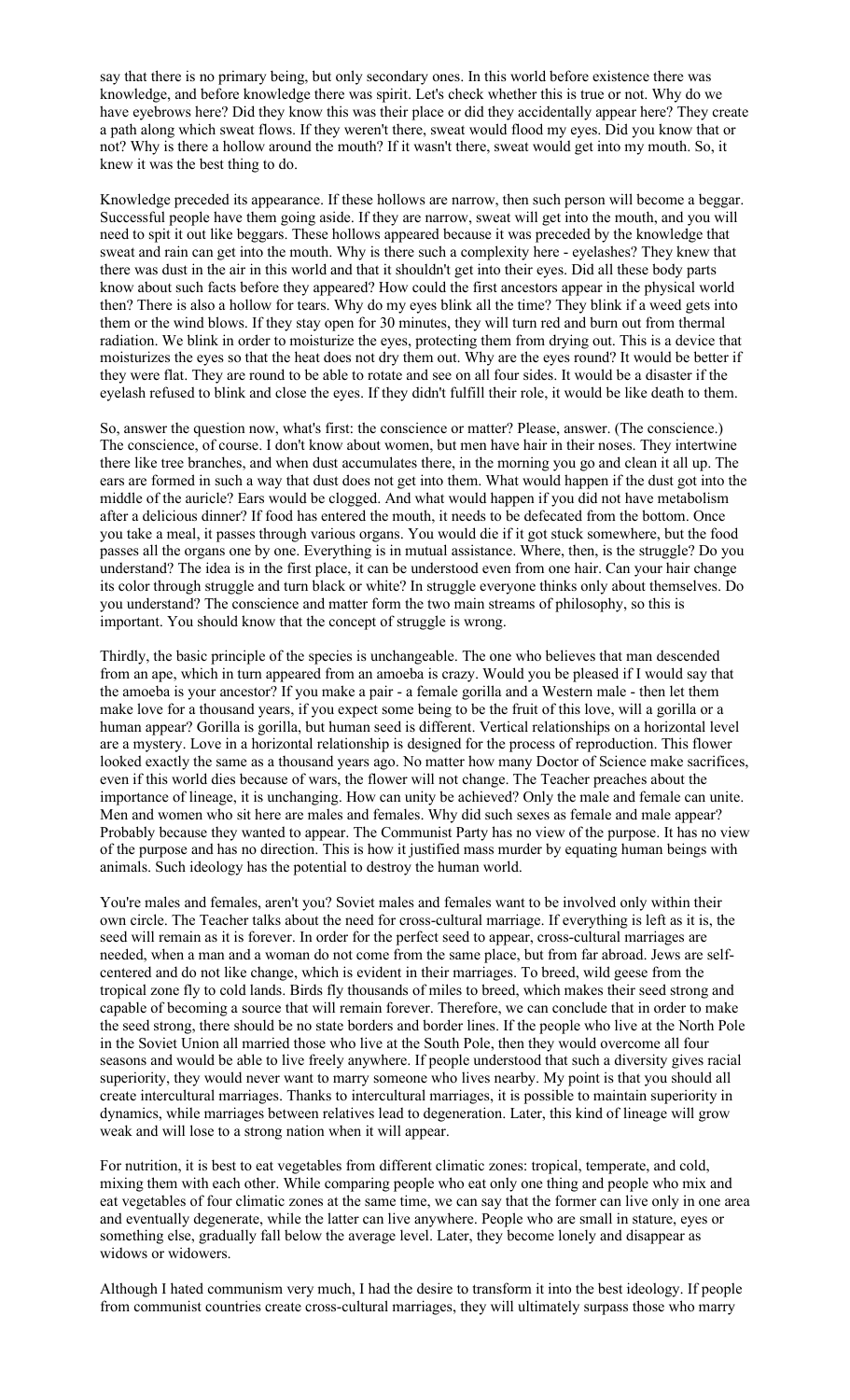say that there is no primary being, but only secondary ones. In this world before existence there was knowledge, and before knowledge there was spirit. Let's check whether this is true or not. Why do we have eyebrows here? Did they know this was their place or did they accidentally appear here? They create a path along which sweat flows. If they weren't there, sweat would flood my eyes. Did you know that or not? Why is there a hollow around the mouth? If it wasn't there, sweat would get into my mouth. So, it knew it was the best thing to do.

Knowledge preceded its appearance. If these hollows are narrow, then such person will become a beggar. Successful people have them going aside. If they are narrow, sweat will get into the mouth, and you will need to spit it out like beggars. These hollows appeared because it was preceded by the knowledge that sweat and rain can get into the mouth. Why is there such a complexity here - eyelashes? They knew that there was dust in the air in this world and that it shouldn't get into their eyes. Did all these body parts know about such facts before they appeared? How could the first ancestors appear in the physical world then? There is also a hollow for tears. Why do my eyes blink all the time? They blink if a weed gets into them or the wind blows. If they stay open for 30 minutes, they will turn red and burn out from thermal radiation. We blink in order to moisturize the eyes, protecting them from drying out. This is a device that moisturizes the eyes so that the heat does not dry them out. Why are the eyes round? It would be better if they were flat. They are round to be able to rotate and see on all four sides. It would be a disaster if the eyelash refused to blink and close the eyes. If they didn't fulfill their role, it would be like death to them.

So, answer the question now, what's first: the conscience or matter? Please, answer. (The conscience.) The conscience, of course. I don't know about women, but men have hair in their noses. They intertwine there like tree branches, and when dust accumulates there, in the morning you go and clean it all up. The ears are formed in such a way that dust does not get into them. What would happen if the dust got into the middle of the auricle? Ears would be clogged. And what would happen if you did not have metabolism after a delicious dinner? If food has entered the mouth, it needs to be defecated from the bottom. Once you take a meal, it passes through various organs. You would die if it got stuck somewhere, but the food passes all the organs one by one. Everything is in mutual assistance. Where, then, is the struggle? Do you understand? The idea is in the first place, it can be understood even from one hair. Can your hair change its color through struggle and turn black or white? In struggle everyone thinks only about themselves. Do you understand? The conscience and matter form the two main streams of philosophy, so this is important. You should know that the concept of struggle is wrong.

Thirdly, the basic principle of the species is unchangeable. The one who believes that man descended from an ape, which in turn appeared from an amoeba is crazy. Would you be pleased if I would say that the amoeba is your ancestor? If you make a pair - a female gorilla and a Western male - then let them make love for a thousand years, if you expect some being to be the fruit of this love, will a gorilla or a human appear? Gorilla is gorilla, but human seed is different. Vertical relationships on a horizontal level are a mystery. Love in a horizontal relationship is designed for the process of reproduction. This flower looked exactly the same as a thousand years ago. No matter how many Doctor of Science make sacrifices, even if this world dies because of wars, the flower will not change. The Teacher preaches about the importance of lineage, it is unchanging. How can unity be achieved? Only the male and female can unite. Men and women who sit here are males and females. Why did such sexes as female and male appear? Probably because they wanted to appear. The Communist Party has no view of the purpose. It has no view of the purpose and has no direction. This is how it justified mass murder by equating human beings with animals. Such ideology has the potential to destroy the human world.

You're males and females, aren't you? Soviet males and females want to be involved only within their own circle. The Teacher talks about the need for cross-cultural marriage. If everything is left as it is, the seed will remain as it is forever. In order for the perfect seed to appear, cross-cultural marriages are needed, when a man and a woman do not come from the same place, but from far abroad. Jews are self-centered and do not like change, which is evident in their marriages. To breed, wild geese from the tropical zone fly to cold lands. Birds fly thousands of miles to breed, which makes their seed strong and capable of becoming a source that will remain forever. Therefore, we can conclude that in order to make the seed strong, there should be no state borders and border lines. If the people who live at the North Pole in the Soviet Union all married those who live at the South Pole, then they would overcome all four seasons and would be able to live freely anywhere. If people understood that such a diversity gives racial superiority, they would never want to marry someone who lives nearby. My point is that you should all create intercultural marriages. Thanks to intercultural marriages, it is possible to maintain superiority in dynamics, while marriages between relatives lead to degeneration. Later, this kind of lineage will grow weak and will lose to a strong nation when it will appear.

For nutrition, it is best to eat vegetables from different climatic zones: tropical, temperate, and cold, mixing them with each other. While comparing people who eat only one thing and people who mix and eat vegetables of four climatic zones at the same time, we can say that the former can live only in one area and eventually degenerate, while the latter can live anywhere. People who are small in stature, eyes or something else, gradually fall below the average level. Later, they become lonely and disappear as widows or widowers.

Although I hated communism very much, I had the desire to transform it into the best ideology. If people from communist countries create cross-cultural marriages, they will ultimately surpass those who marry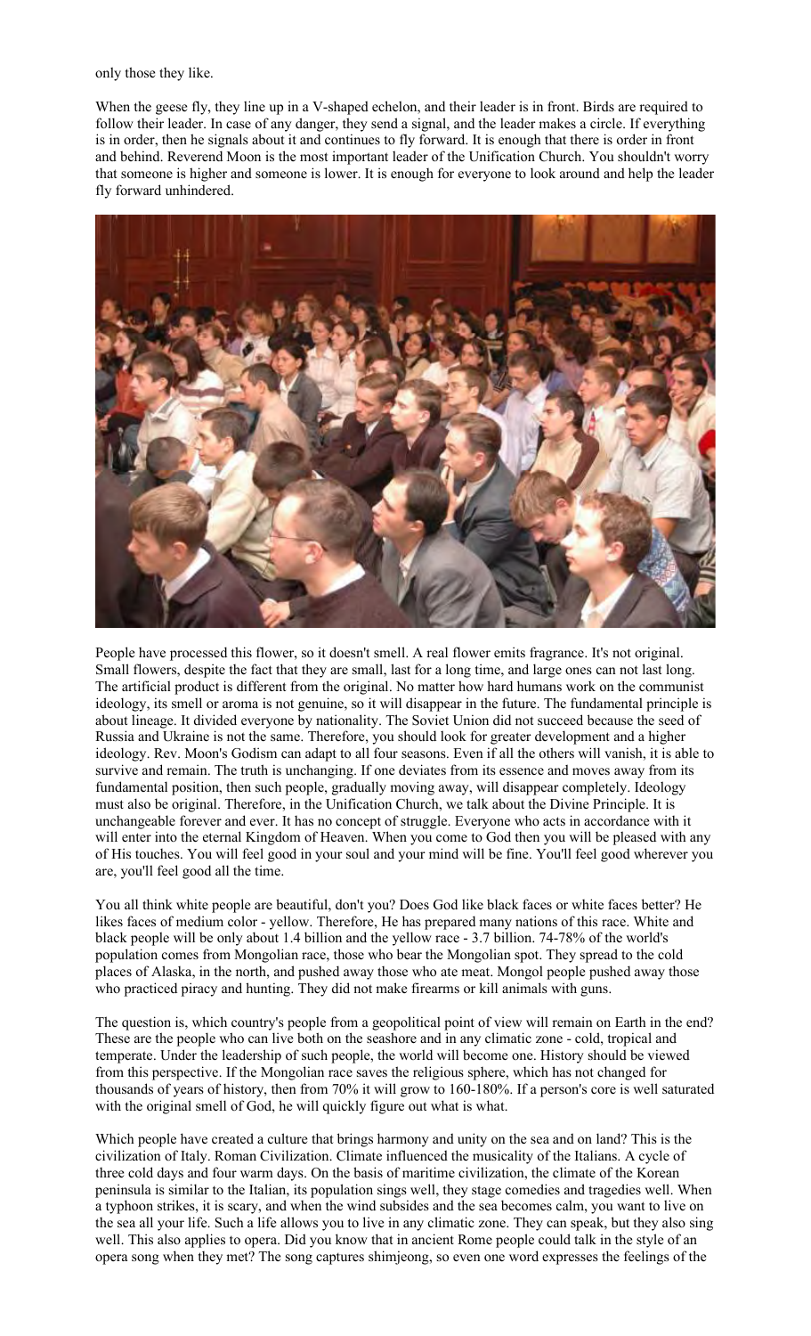only those they like.

When the geese fly, they line up in a V-shaped echelon, and their leader is in front. Birds are required to follow their leader. In case of any danger, they send a signal, and the leader makes a circle. If everything is in order, then he signals about it and continues to fly forward. It is enough that there is order in front and behind. Reverend Moon is the most important leader of the Unification Church. You shouldn't worry that someone is higher and someone is lower. It is enough for everyone to look around and help the leader fly forward unhindered.

People have processed this flower, so it doesn't smell. A real flower emits fragrance. It's not original. Small flowers, despite the fact that they are small, last for a long time, and large ones can not last long. The artificial product is different from the original. No matter how hard humans work on the communist ideology, its smell or aroma is not genuine, so it will disappear in the future. The fundamental principle is about lineage. It divided everyone by nationality. The Soviet Union did not succeed because the seed of Russia and Ukraine is not the same. Therefore, you should look for greater development and a higher ideology. Rev. Moon's Godism can adapt to all four seasons. Even if all the others will vanish, it is able to survive and remain. The truth is unchanging. If one deviates from its essence and moves away from its fundamental position, then such people, gradually moving away, will disappear completely. Ideology must also be original. Therefore, in the Unification Church, we talk about the Divine Principle. It is unchangeable forever and ever. It has no concept of struggle. Everyone who acts in accordance with it will enter into the eternal Kingdom of Heaven. When you come to God then you will be pleased with any of His touches. You will feel good in your soul and your mind will be fine. You'll feel good wherever you are, you'll feel good all the time.

You all think white people are beautiful, don't you? Does God like black faces or white faces better? He likes faces of medium color - yellow. Therefore, He has prepared many nations of this race. White and black people will be only about 1.4 billion and the yellow race - 3.7 billion. 74-78% of the world's population comes from Mongolian race, those who bear the Mongolian spot. They spread to the cold places of Alaska, in the north, and pushed away those who ate meat. Mongol people pushed away those who practiced piracy and hunting. They did not make firearms or kill animals with guns.

The question is, which country's people from a geopolitical point of view will remain on Earth in the end? These are the people who can live both on the seashore and in any climatic zone - cold, tropical and temperate. Under the leadership of such people, the world will become one. History should be viewed from this perspective. If the Mongolian race saves the religious sphere, which has not changed for thousands of years of history, then from 70% it will grow to 160-180%. If a person's core is well saturated with the original smell of God, he will quickly figure out what is what.

Which people have created a culture that brings harmony and unity on the sea and on land? This is the civilization of Italy. Roman Civilization. Climate influenced the musicality of the Italians. A cycle of three cold days and four warm days. On the basis of maritime civilization, the climate of the Korean peninsula is similar to the Italian, its population sings well, they stage comedies and tragedies well. When a typhoon strikes, it is scary, and when the wind subsides and the sea becomes calm, you want to live on the sea all your life. Such a life allows you to live in any climatic zone. They can speak, but they also sing well. This also applies to opera. Did you know that in ancient Rome people could talk in the style of an opera song when they met? The song captures shimjeong, so even one word expresses the feelings of the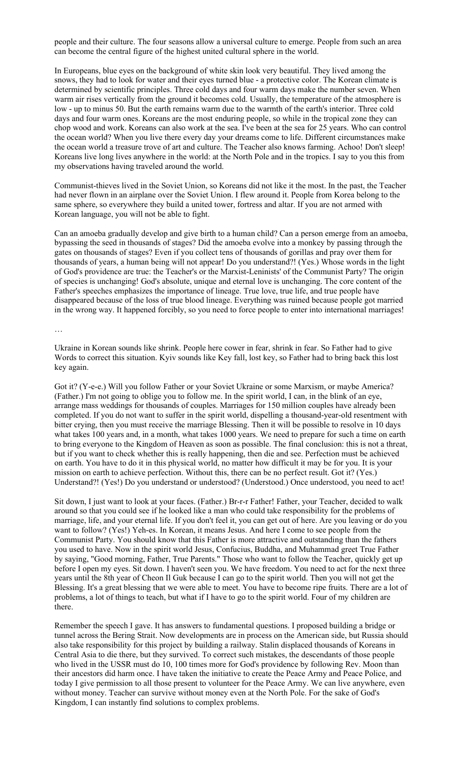people and their culture. The four seasons allow a universal culture to emerge. People from such an area can become the central figure of the highest united cultural sphere in the world.

In Europeans, blue eyes on the background of white skin look very beautiful. They lived among the snows, they had to look for water and their eyes turned blue - a protective color. The Korean climate is determined by scientific principles. Three cold days and four warm days make the number seven. When warm air rises vertically from the ground it becomes cold. Usually, the temperature of the atmosphere is low - up to minus 50. But the earth remains warm due to the warmth of the earth's interior. Three cold days and four warm ones. Koreans are the most enduring people, so while in the tropical zone they can chop wood and work. Koreans can also work at the sea. I've been at the sea for 25 years. Who can control the ocean world? When you live there every day your dreams come to life. Different circumstances make the ocean world a treasure trove of art and culture. The Teacher also knows farming. Achoo! Don't sleep! Koreans live long lives anywhere in the world: at the North Pole and in the tropics. I say to you this from my observations having traveled around the world.

Communist-thieves lived in the Soviet Union, so Koreans did not like it the most. In the past, the Teacher had never flown in an airplane over the Soviet Union. I flew around it. People from Korea belong to the same sphere, so everywhere they build a united tower, fortress and altar. If you are not armed with Korean language, you will not be able to fight.

Can an amoeba gradually develop and give birth to a human child? Can a person emerge from an amoeba, bypassing the seed in thousands of stages? Did the amoeba evolve into a monkey by passing through the gates on thousands of stages? Even if you collect tens of thousands of gorillas and pray over them for thousands of years, a human being will not appear! Do you understand?! (Yes.) Whose words in the light of God's providence are true: the Teacher's or the Marxist-Leninists' of the Communist Party? The origin of species is unchanging! God's absolute, unique and eternal love is unchanging. The core content of the Father's speeches emphasizes the importance of lineage. True love, true life, and true people have disappeared because of the loss of true blood lineage. Everything was ruined because people got married in the wrong way. It happened forcibly, so you need to force people to enter into international marriages!

…

Ukraine in Korean sounds like shrink. People here cower in fear, shrink in fear. So Father had to give Words to correct this situation. Kyiv sounds like Key fall, lost key, so Father had to bring back this lost key again.

Got it? (Y-e-e.) Will you follow Father or your Soviet Ukraine or some Marxism, or maybe America? (Father.) I'm not going to oblige you to follow me. In the spirit world, I can, in the blink of an eye, arrange mass weddings for thousands of couples. Marriages for 150 million couples have already been completed. If you do not want to suffer in the spirit world, dispelling a thousand-year-old resentment with bitter crying, then you must receive the marriage Blessing. Then it will be possible to resolve in 10 days what takes 100 years and, in a month, what takes 1000 years. We need to prepare for such a time on earth to bring everyone to the Kingdom of Heaven as soon as possible. The final conclusion: this is not a threat, but if you want to check whether this is really happening, then die and see. Perfection must be achieved on earth. You have to do it in this physical world, no matter how difficult it may be for you. It is your mission on earth to achieve perfection. Without this, there can be no perfect result. Got it? (Yes.) Understand?! (Yes!) Do you understand or understood? (Understood.) Once understood, you need to act!

Sit down, I just want to look at your faces. (Father.) Br-r-r Father! Father, your Teacher, decided to walk around so that you could see if he looked like a man who could take responsibility for the problems of marriage, life, and your eternal life. If you don't feel it, you can get out of here. Are you leaving or do you want to follow? (Yes!) Yeh-es. In Korean, it means Jesus. And here I come to see people from the Communist Party. You should know that this Father is more attractive and outstanding than the fathers you used to have. Now in the spirit world Jesus, Confucius, Buddha, and Muhammad greet True Father by saying, "Good morning, Father, True Parents." Those who want to follow the Teacher, quickly get up before I open my eyes. Sit down. I haven't seen you. We have freedom. You need to act for the next three years until the 8th year of Cheon Il Guk because I can go to the spirit world. Then you will not get the Blessing. It's a great blessing that we were able to meet. You have to become ripe fruits. There are a lot of problems, a lot of things to teach, but what if I have to go to the spirit world. Four of my children are there.

Remember the speech I gave. It has answers to fundamental questions. I proposed building a bridge or tunnel across the Bering Strait. Now developments are in process on the American side, but Russia should also take responsibility for this project by building a railway. Stalin displaced thousands of Koreans in Central Asia to die there, but they survived. To correct such mistakes, the descendants of those people who lived in the USSR must do 10, 100 times more for God's providence by following Rev. Moon than their ancestors did harm once. I have taken the initiative to create the Peace Army and Peace Police, and today I give permission to all those present to volunteer for the Peace Army. We can live anywhere, even without money. Teacher can survive without money even at the North Pole. For the sake of God's Kingdom, I can instantly find solutions to complex problems.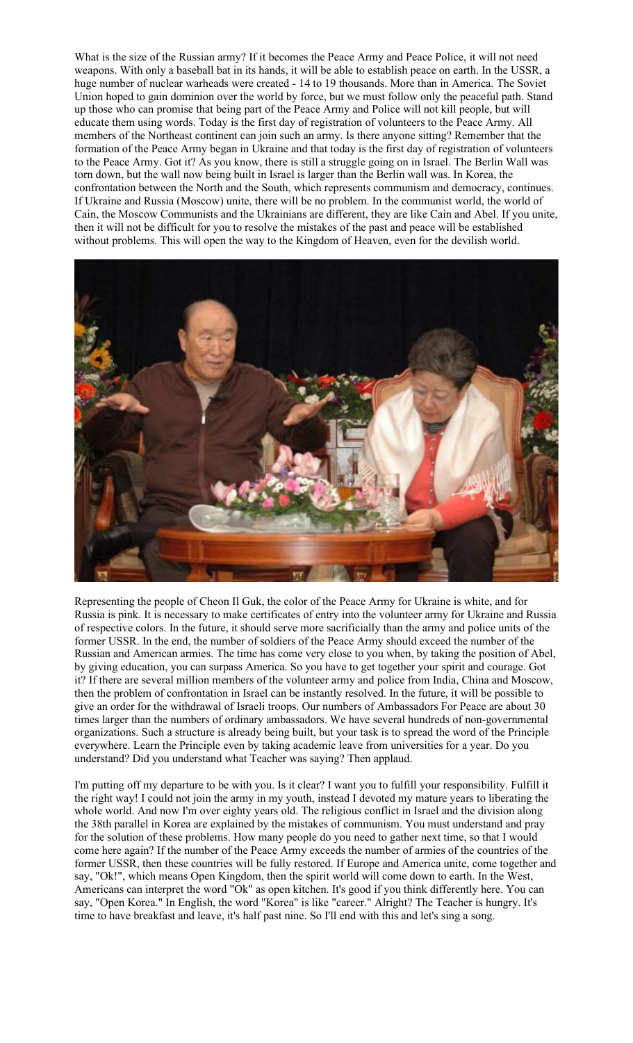What is the size of the Russian army? If it becomes the Peace Army and Peace Police, it will not need weapons. With only a baseball bat in its hands, it will be able to establish peace on earth. In the USSR, a huge number of nuclear warheads were created - 14 to 19 thousands. More than in America. The Soviet Union hoped to gain dominion over the world by force, but we must follow only the peaceful path. Stand up those who can promise that being part of the Peace Army and Police will not kill people, but will educate them using words. Today is the first day of registration of volunteers to the Peace Army. All members of the Northeast continent can join such an army. Is there anyone sitting? Remember that the formation of the Peace Army began in Ukraine and that today is the first day of registration of volunteers to the Peace Army. Got it? As you know, there is still a struggle going on in Israel. The Berlin Wall was torn down, but the wall now being built in Israel is larger than the Berlin wall was. In Korea, the confrontation between the North and the South, which represents communism and democracy, continues. If Ukraine and Russia (Moscow) unite, there will be no problem. In the communist world, the world of Cain, the Moscow Communists and the Ukrainians are different, they are like Cain and Abel. If you unite, then it will not be difficult for you to resolve the mistakes of the past and peace will be established without problems. This will open the way to the Kingdom of Heaven, even for the devilish world.

Representing the people of Cheon Il Guk, the color of the Peace Army for Ukraine is white, and for Russia is pink. It is necessary to make certificates of entry into the volunteer army for Ukraine and Russia of respective colors. In the future, it should serve more sacrificially than the army and police units of the former USSR. In the end, the number of soldiers of the Peace Army should exceed the number of the Russian and American armies. The time has come very close to you when, by taking the position of Abel, by giving education, you can surpass America. So you have to get together your spirit and courage. Got it? If there are several million members of the volunteer army and police from India, China and Moscow, then the problem of confrontation in Israel can be instantly resolved. In the future, it will be possible to give an order for the withdrawal of Israeli troops. Our numbers of Ambassadors For Peace are about 30 times larger than the numbers of ordinary ambassadors. We have several hundreds of non-governmental organizations. Such a structure is already being built, but your task is to spread the word of the Principle everywhere. Learn the Principle even by taking academic leave from universities for a year. Do you understand? Did you understand what Teacher was saying? Then applaud.

I'm putting off my departure to be with you. Is it clear? I want you to fulfill your responsibility. Fulfill it the right way! I could not join the army in my youth, instead I devoted my mature years to liberating the whole world. And now I'm over eighty years old. The religious conflict in Israel and the division along the 38th parallel in Korea are explained by the mistakes of communism. You must understand and pray for the solution of these problems. How many people do you need to gather next time, so that I would come here again? If the number of the Peace Army exceeds the number of armies of the countries of the former USSR, then these countries will be fully restored. If Europe and America unite, come together and say, "Ok!", which means Open Kingdom, then the spirit world will come down to earth. In the West, Americans can interpret the word "Ok" as open kitchen. It's good if you think differently here. You can say, "Open Korea." In English, the word "Korea" is like "career." Alright? The Teacher is hungry. It's time to have breakfast and leave, it's half past nine. So I'll end with this and let's sing a song.